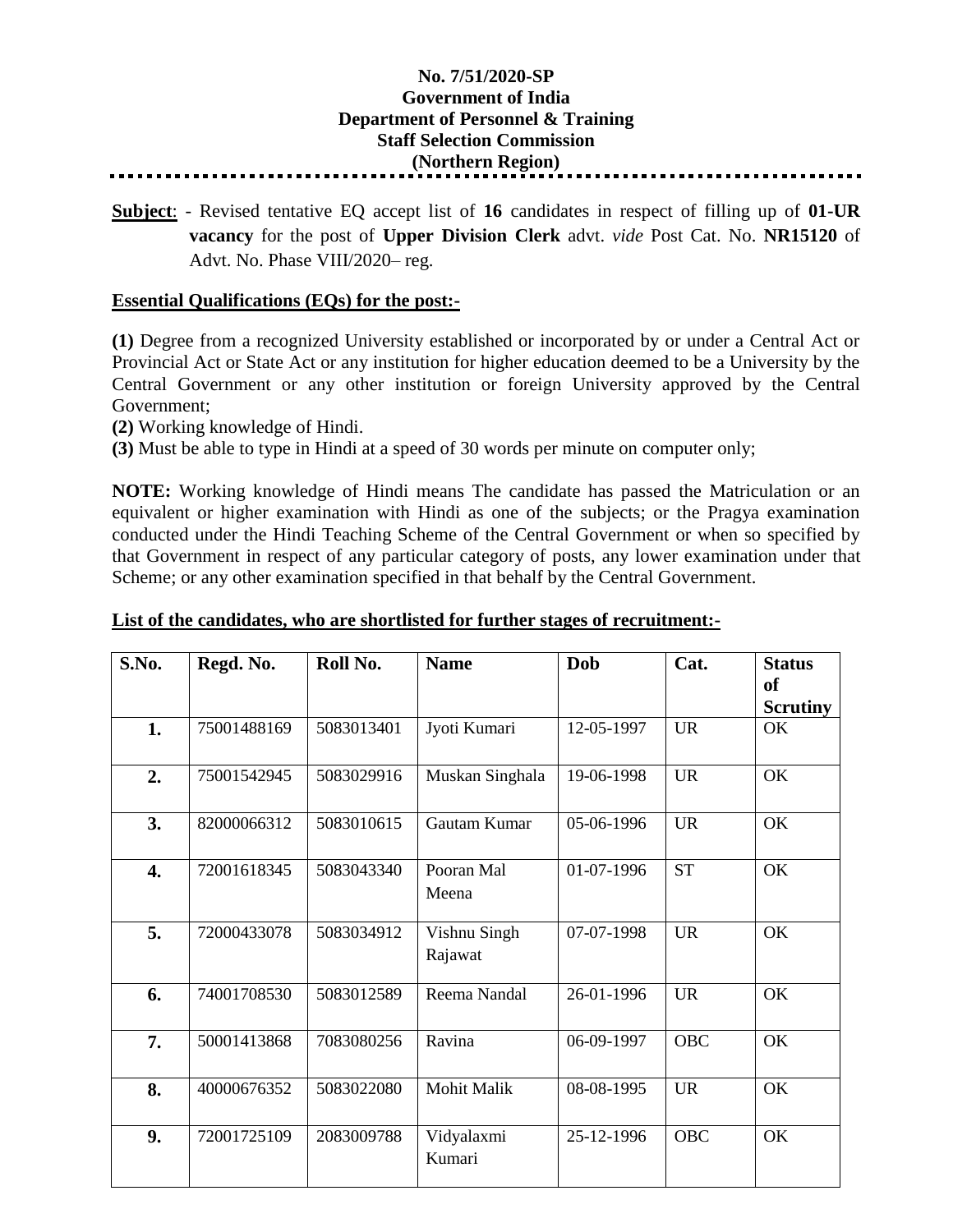**No. 7/51/2020-SP**
**Government of India**
**Department of Personnel & Training**
**Staff Selection Commission**
**(Northern Region)**

**Subject**: - Revised tentative EQ accept list of **16** candidates in respect of filling up of **01-UR vacancy** for the post of **Upper Division Clerk** advt. *vide* Post Cat. No. **NR15120** of Advt. No. Phase VIII/2020– reg.

**Essential Qualifications (EQs) for the post:-**

**(1)** Degree from a recognized University established or incorporated by or under a Central Act or Provincial Act or State Act or any institution for higher education deemed to be a University by the Central Government or any other institution or foreign University approved by the Central Government;
**(2)** Working knowledge of Hindi.
**(3)** Must be able to type in Hindi at a speed of 30 words per minute on computer only;

**NOTE:** Working knowledge of Hindi means The candidate has passed the Matriculation or an equivalent or higher examination with Hindi as one of the subjects; or the Pragya examination conducted under the Hindi Teaching Scheme of the Central Government or when so specified by that Government in respect of any particular category of posts, any lower examination under that Scheme; or any other examination specified in that behalf by the Central Government.

**List of the candidates, who are shortlisted for further stages of recruitment:-**

| S.No. | Regd. No. | Roll No. | Name | Dob | Cat. | Status of Scrutiny |
|---|---|---|---|---|---|---|
| 1. | 75001488169 | 5083013401 | Jyoti Kumari | 12-05-1997 | UR | OK |
| 2. | 75001542945 | 5083029916 | Muskan Singhala | 19-06-1998 | UR | OK |
| 3. | 82000066312 | 5083010615 | Gautam Kumar | 05-06-1996 | UR | OK |
| 4. | 72001618345 | 5083043340 | Pooran Mal Meena | 01-07-1996 | ST | OK |
| 5. | 72000433078 | 5083034912 | Vishnu Singh Rajawat | 07-07-1998 | UR | OK |
| 6. | 74001708530 | 5083012589 | Reema Nandal | 26-01-1996 | UR | OK |
| 7. | 50001413868 | 7083080256 | Ravina | 06-09-1997 | OBC | OK |
| 8. | 40000676352 | 5083022080 | Mohit Malik | 08-08-1995 | UR | OK |
| 9. | 72001725109 | 2083009788 | Vidyalaxmi Kumari | 25-12-1996 | OBC | OK |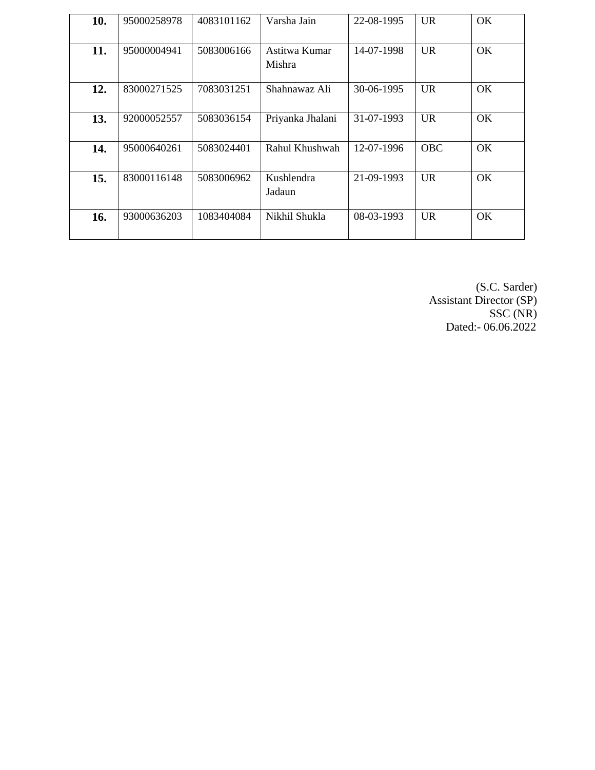| | | | | | | |
|---|---|---|---|---|---|---|
| **10.** | 95000258978 | 4083101162 | Varsha Jain | 22-08-1995 | UR | OK |
| **11.** | 95000004941 | 5083006166 | Astitwa Kumar Mishra | 14-07-1998 | UR | OK |
| **12.** | 83000271525 | 7083031251 | Shahnawaz Ali | 30-06-1995 | UR | OK |
| **13.** | 92000052557 | 5083036154 | Priyanka Jhalani | 31-07-1993 | UR | OK |
| **14.** | 95000640261 | 5083024401 | Rahul Khushwah | 12-07-1996 | OBC | OK |
| **15.** | 83000116148 | 5083006962 | Kushlendra Jadaun | 21-09-1993 | UR | OK |
| **16.** | 93000636203 | 1083404084 | Nikhil Shukla | 08-03-1993 | UR | OK |

(S.C. Sarder)
Assistant Director (SP)
SSC (NR)
Dated:- 06.06.2022